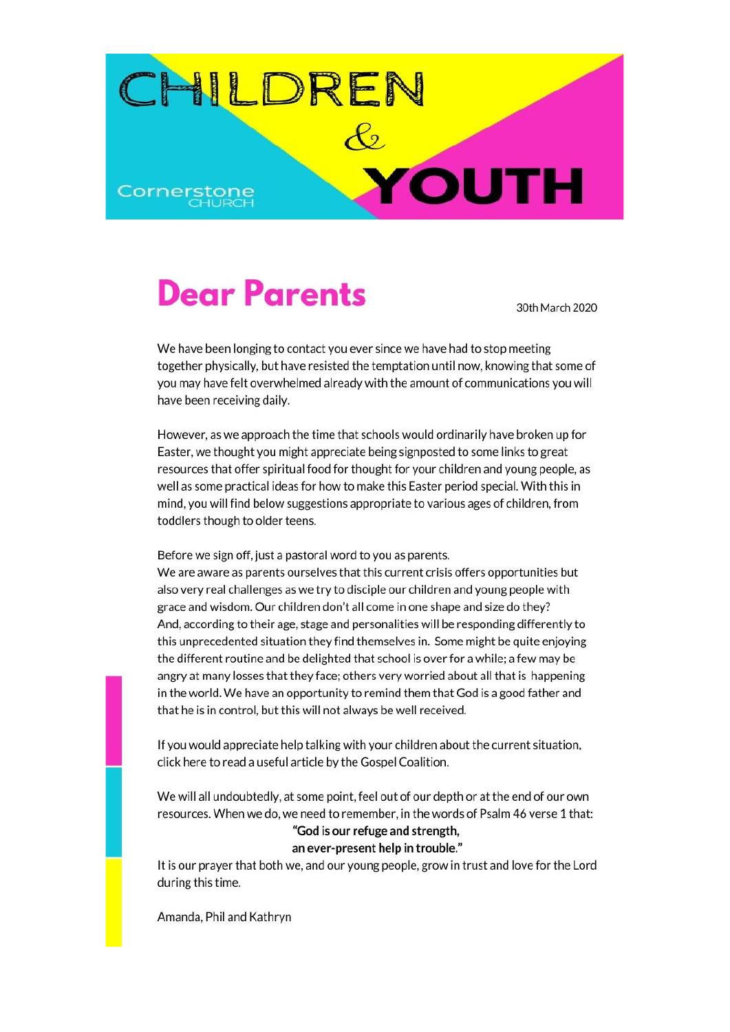# CHILDREN & YOUTH

Cornerstone CHURCH

## Dear Parents

30th March 2020

We have been longing to contact you ever since we have had to stop meeting together physically, but have resisted the temptation until now, knowing that some of you may have felt overwhelmed already with the amount of communications you will have been receiving daily.

However, as we approach the time that schools would ordinarily have broken up for Easter, we thought you might appreciate being signposted to some links to great resources that offer spiritual food for thought for your children and young people, as well as some practical ideas for how to make this Easter period special. With this in mind, you will find below suggestions appropriate to various ages of children, from toddlers though to older teens.

Before we sign off, just a pastoral word to you as parents.
We are aware as parents ourselves that this current crisis offers opportunities but also very real challenges as we try to disciple our children and young people with grace and wisdom. Our children don't all come in one shape and size do they? And, according to their age, stage and personalities will be responding differently to this unprecedented situation they find themselves in. Some might be quite enjoying the different routine and be delighted that school is over for a while; a few may be angry at many losses that they face; others very worried about all that is happening in the world. We have an opportunity to remind them that God is a good father and that he is in control, but this will not always be well received.

If you would appreciate help talking with your children about the current situation, click here to read a useful article by the Gospel Coalition.

We will all undoubtedly, at some point, feel out of our depth or at the end of our own resources. When we do, we need to remember, in the words of Psalm 46 verse 1 that:

**"God is our refuge and strength,**
**an ever-present help in trouble."**

It is our prayer that both we, and our young people, grow in trust and love for the Lord during this time.

Amanda, Phil and Kathryn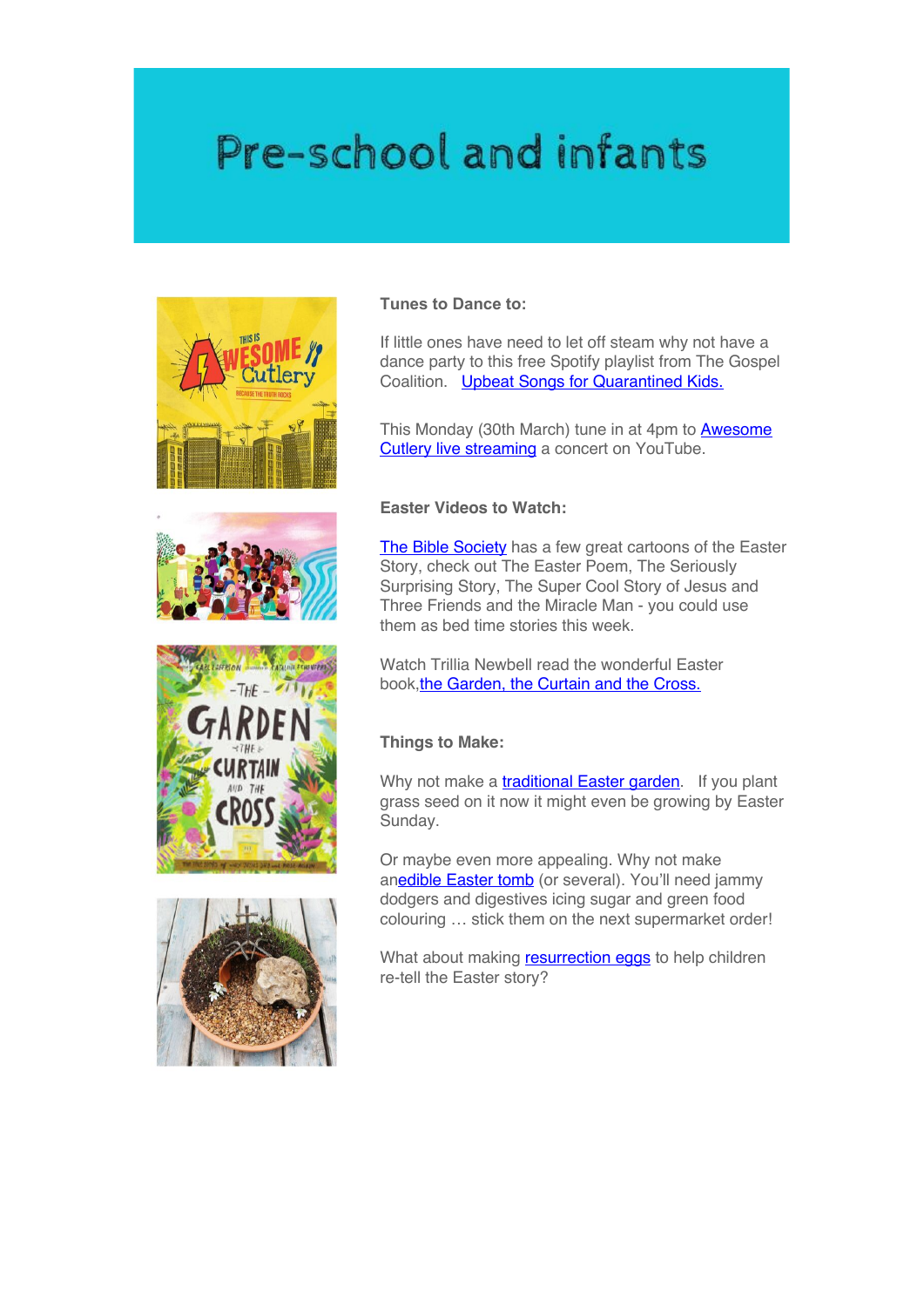# Pre-school and infants

**Tunes to Dance to:**

If little ones have need to let off steam why not have a dance party to this free Spotify playlist from The Gospel Coalition. Upbeat Songs for Quarantined Kids.

This Monday (30th March) tune in at 4pm to Awesome Cutlery live streaming a concert on YouTube.

**Easter Videos to Watch:**

The Bible Society has a few great cartoons of the Easter Story, check out The Easter Poem, The Seriously Surprising Story, The Super Cool Story of Jesus and Three Friends and the Miracle Man - you could use them as bed time stories this week.

Watch Trillia Newbell read the wonderful Easter book,the Garden, the Curtain and the Cross.

**Things to Make:**

Why not make a traditional Easter garden. If you plant grass seed on it now it might even be growing by Easter Sunday.

Or maybe even more appealing. Why not make anedible Easter tomb (or several). You'll need jammy dodgers and digestives icing sugar and green food colouring … stick them on the next supermarket order!

What about making resurrection eggs to help children re-tell the Easter story?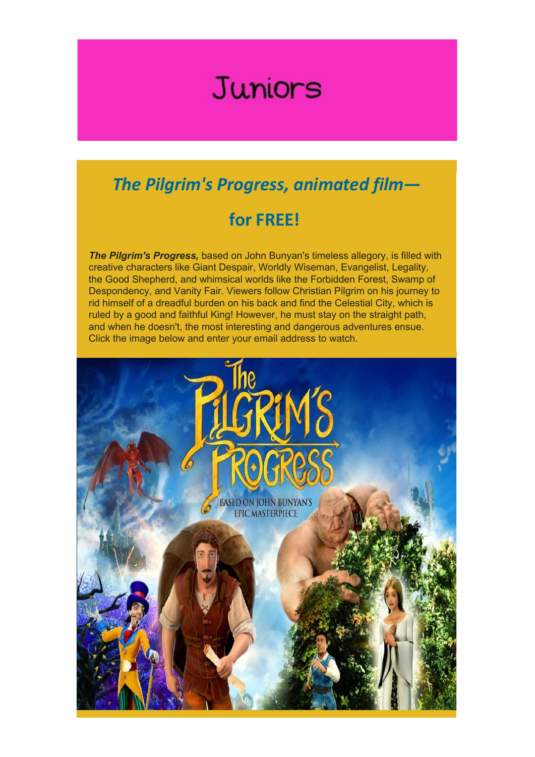# Juniors

## *The Pilgrim's Progress, animated film—*

## for FREE!

***The Pilgrim's Progress,*** based on John Bunyan's timeless allegory, is filled with creative characters like Giant Despair, Worldly Wiseman, Evangelist, Legality, the Good Shepherd, and whimsical worlds like the Forbidden Forest, Swamp of Despondency, and Vanity Fair. Viewers follow Christian Pilgrim on his journey to rid himself of a dreadful burden on his back and find the Celestial City, which is ruled by a good and faithful King! However, he must stay on the straight path, and when he doesn't, the most interesting and dangerous adventures ensue. Click the image below and enter your email address to watch.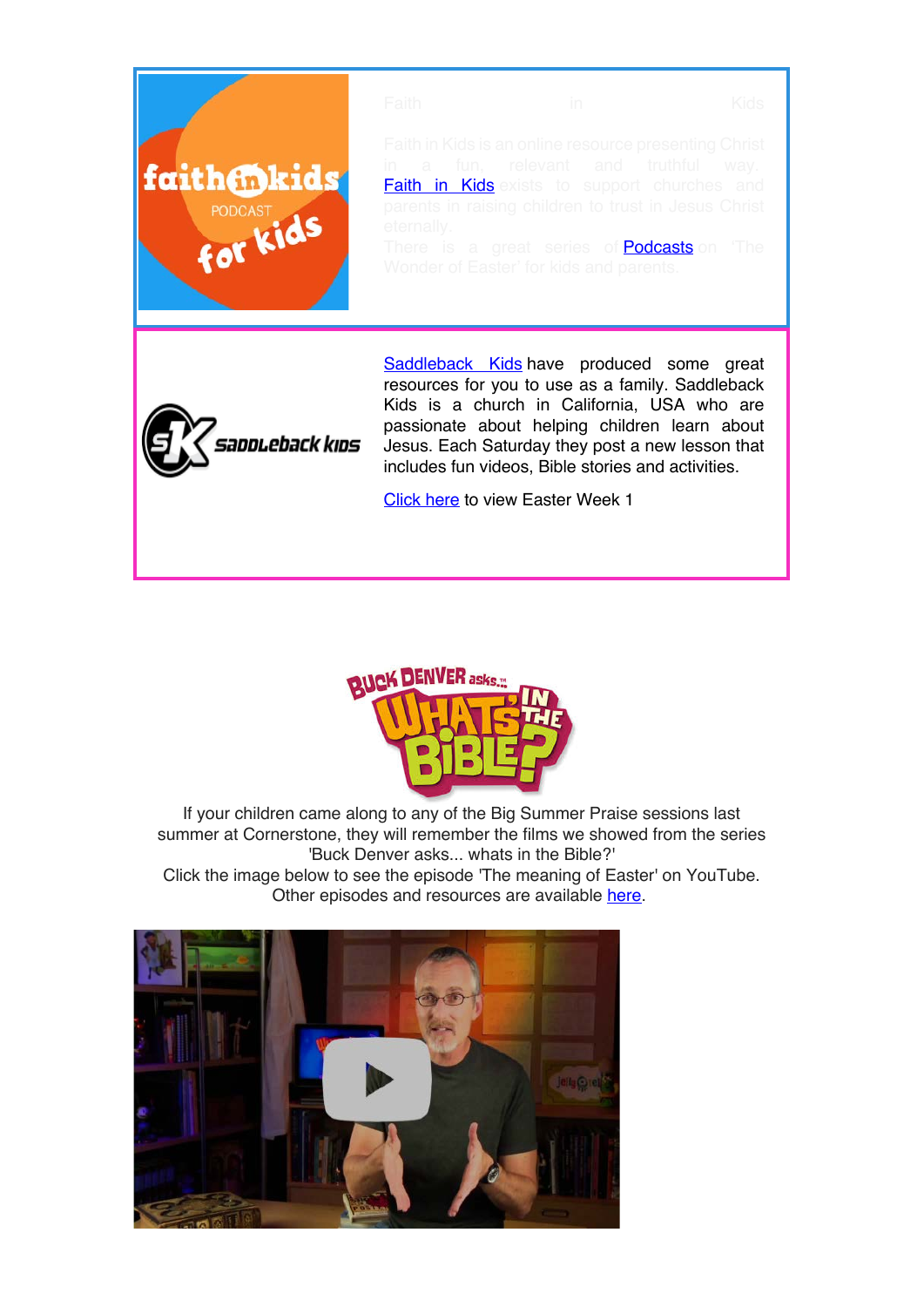Faith in Kids

Faith in Kids is an online resource presenting Christ in a fun, relevant and truthful way. Faith in Kids exists to support churches and parents in raising children to trust in Jesus Christ eternally.

There is a great series of Podcasts on 'The Wonder of Easter' for kids and parents.

Saddleback Kids have produced some great resources for you to use as a family. Saddleback Kids is a church in California, USA who are passionate about helping children learn about Jesus. Each Saturday they post a new lesson that includes fun videos, Bible stories and activities.

Click here to view Easter Week 1

If your children came along to any of the Big Summer Praise sessions last summer at Cornerstone, they will remember the films we showed from the series 'Buck Denver asks... whats in the Bible?'

Click the image below to see the episode 'The meaning of Easter' on YouTube.

Other episodes and resources are available here.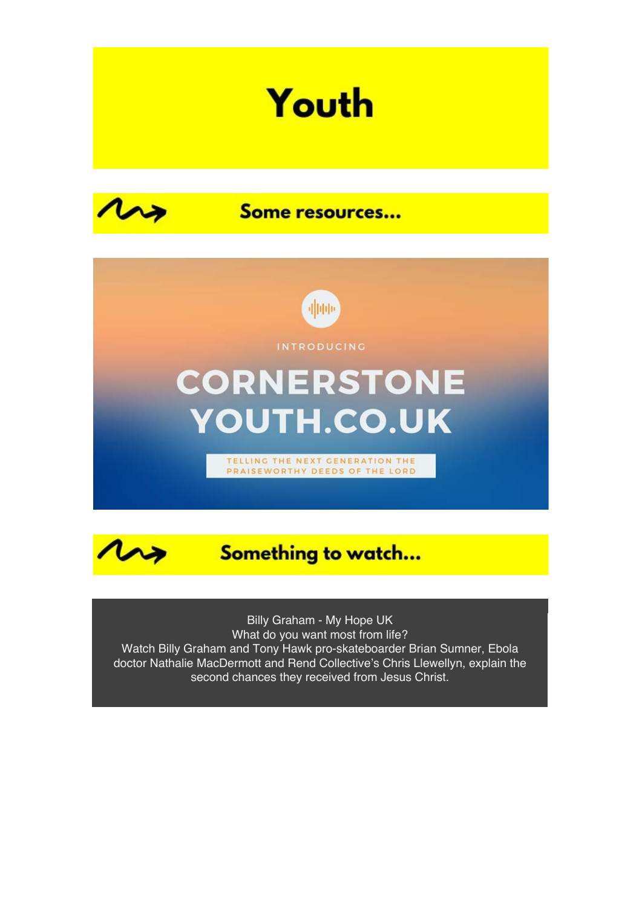# Youth

## Some resources...

INTRODUCING

**CORNERSTONE YOUTH.CO.UK**

TELLING THE NEXT GENERATION THE PRAISEWORTHY DEEDS OF THE LORD

## Something to watch...

Billy Graham - My Hope UK
What do you want most from life?
Watch Billy Graham and Tony Hawk pro-skateboarder Brian Sumner, Ebola doctor Nathalie MacDermott and Rend Collective's Chris Llewellyn, explain the second chances they received from Jesus Christ.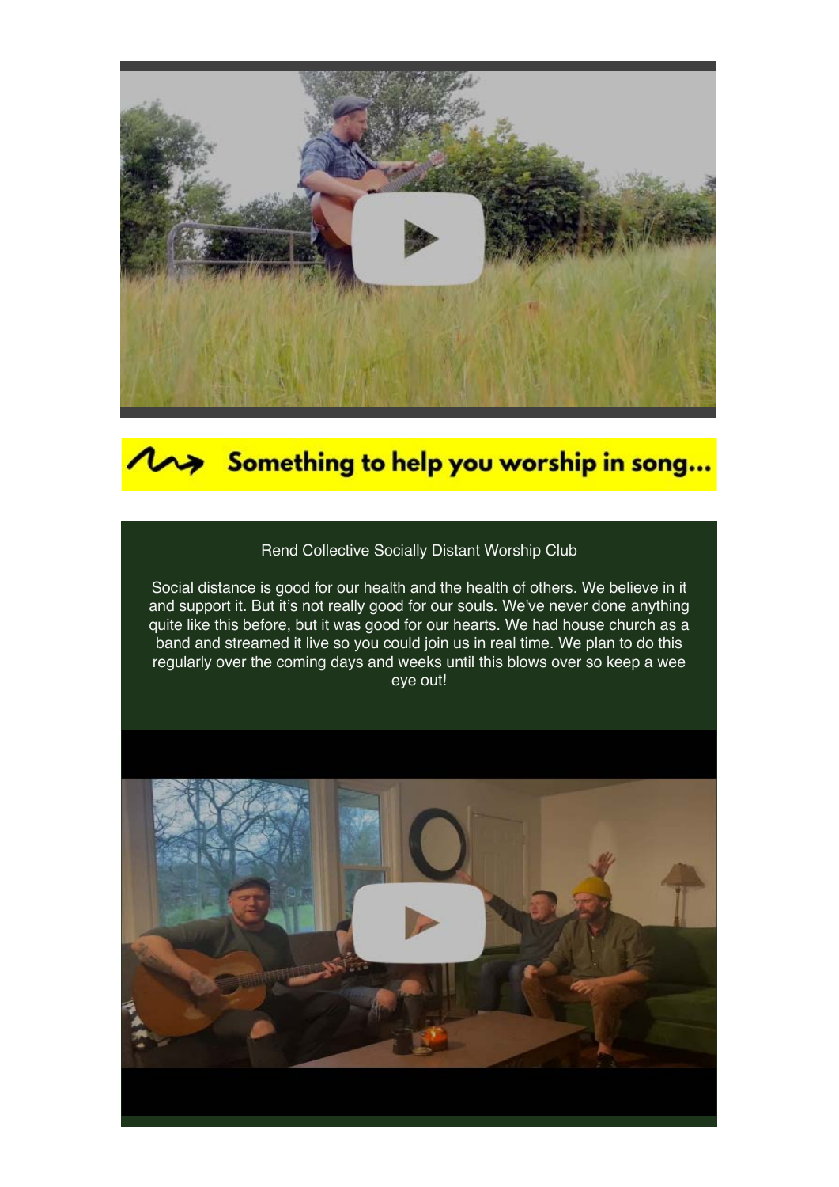## Something to help you worship in song...

Rend Collective Socially Distant Worship Club

Social distance is good for our health and the health of others. We believe in it and support it. But it's not really good for our souls. We've never done anything quite like this before, but it was good for our hearts. We had house church as a band and streamed it live so you could join us in real time. We plan to do this regularly over the coming days and weeks until this blows over so keep a wee eye out!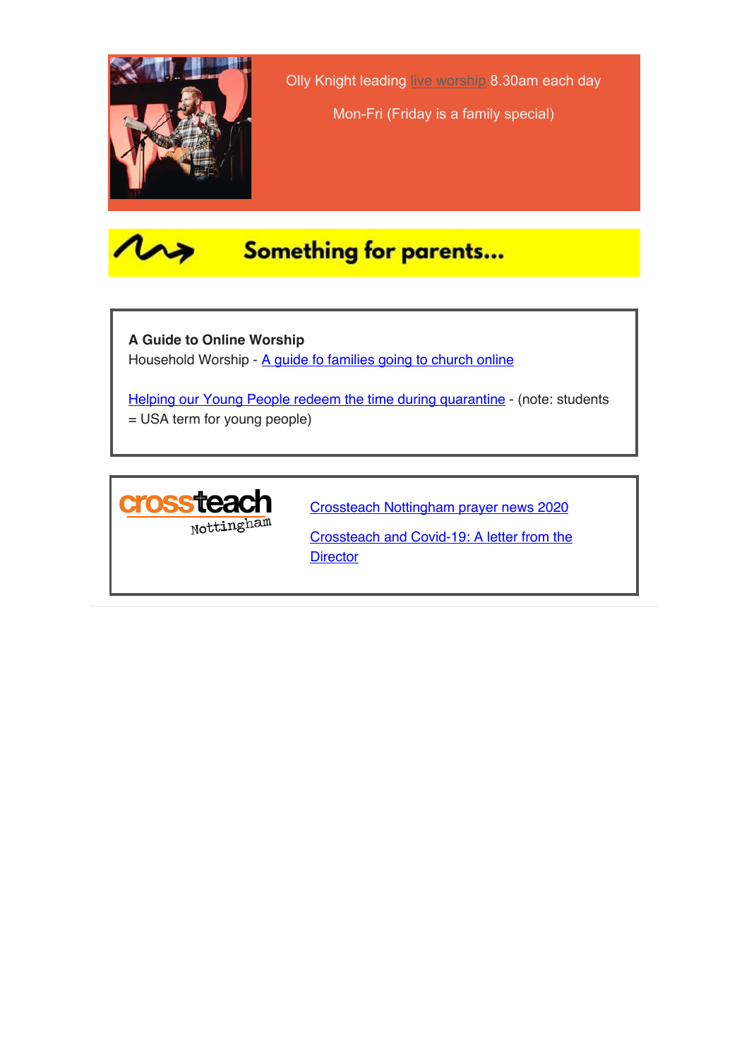Olly Knight leading live worship 8.30am each day

Mon-Fri (Friday is a family special)

**Something for parents...**

**A Guide to Online Worship**
Household Worship - A guide fo families going to church online

Helping our Young People redeem the time during quarantine - (note: students = USA term for young people)

crossteach Nottingham

Crossteach Nottingham prayer news 2020

Crossteach and Covid-19: A letter from the Director